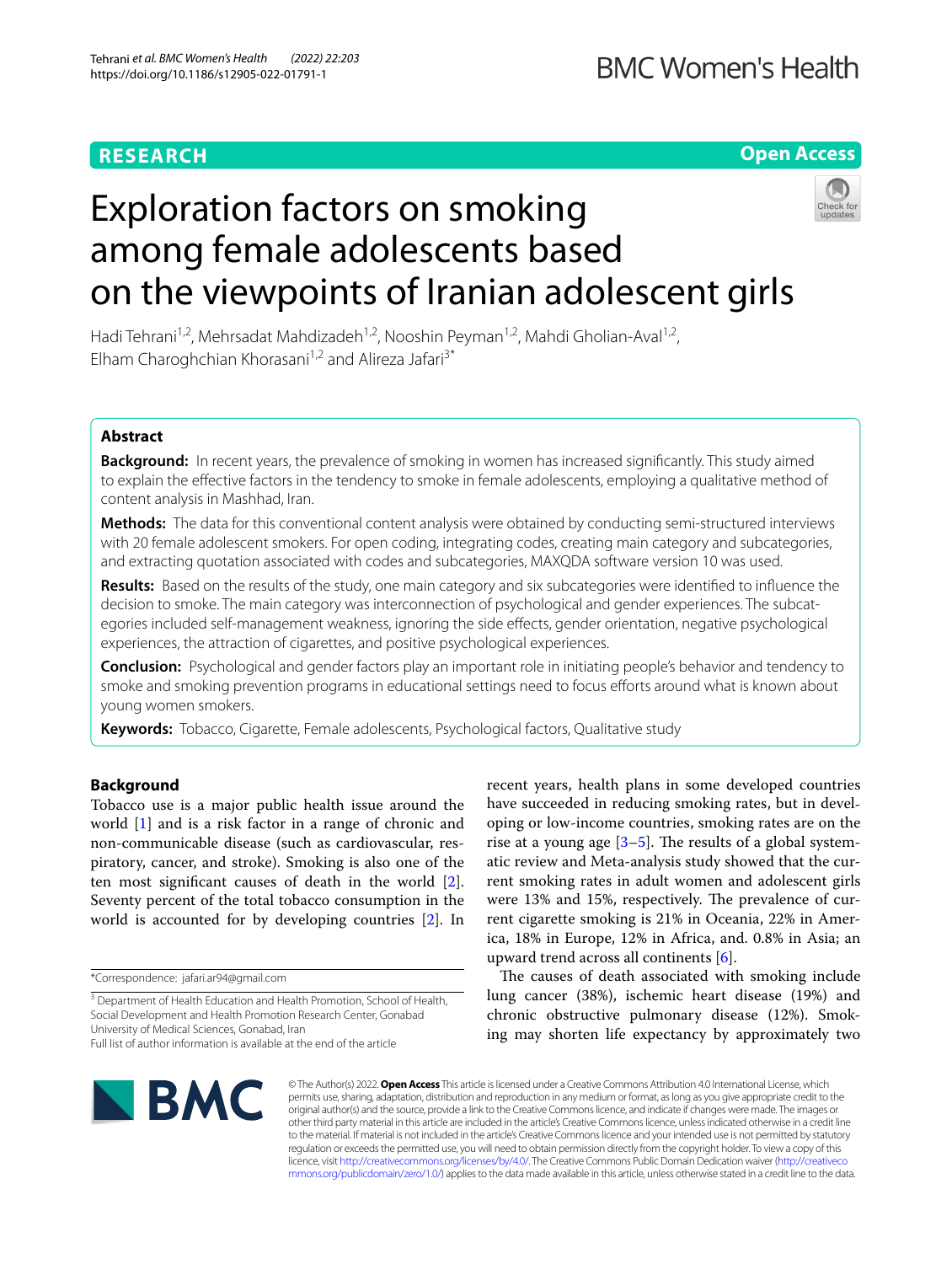RESEARCH

Open Access

# Exploration factors on smoking among female adolescents based on the viewpoints of Iranian adolescent girls

Hadi Tehrani[1,2], Mehrsadat Mahdizadeh[1,2], Nooshin Peyman[1,2], Mahdi Gholian-Aval[1,2], Elham Charoghchian Khorasani[1,2] and Alireza Jafari[3*]

## Abstract

**Background:** In recent years, the prevalence of smoking in women has increased significantly. This study aimed to explain the effective factors in the tendency to smoke in female adolescents, employing a qualitative method of content analysis in Mashhad, Iran.

**Methods:** The data for this conventional content analysis were obtained by conducting semi-structured interviews with 20 female adolescent smokers. For open coding, integrating codes, creating main category and subcategories, and extracting quotation associated with codes and subcategories, MAXQDA software version 10 was used.

**Results:** Based on the results of the study, one main category and six subcategories were identified to influence the decision to smoke. The main category was interconnection of psychological and gender experiences. The subcategories included self-management weakness, ignoring the side effects, gender orientation, negative psychological experiences, the attraction of cigarettes, and positive psychological experiences.

**Conclusion:** Psychological and gender factors play an important role in initiating people's behavior and tendency to smoke and smoking prevention programs in educational settings need to focus efforts around what is known about young women smokers.

**Keywords:** Tobacco, Cigarette, Female adolescents, Psychological factors, Qualitative study

## Background

Tobacco use is a major public health issue around the world [1] and is a risk factor in a range of chronic and non-communicable disease (such as cardiovascular, respiratory, cancer, and stroke). Smoking is also one of the ten most significant causes of death in the world [2]. Seventy percent of the total tobacco consumption in the world is accounted for by developing countries [2]. In recent years, health plans in some developed countries have succeeded in reducing smoking rates, but in developing or low-income countries, smoking rates are on the rise at a young age [3–5]. The results of a global systematic review and Meta-analysis study showed that the current smoking rates in adult women and adolescent girls were 13% and 15%, respectively. The prevalence of current cigarette smoking is 21% in Oceania, 22% in America, 18% in Europe, 12% in Africa, and. 0.8% in Asia; an upward trend across all continents [6].

The causes of death associated with smoking include lung cancer (38%), ischemic heart disease (19%) and chronic obstructive pulmonary disease (12%). Smoking may shorten life expectancy by approximately two

*Correspondence: jafari.ar94@gmail.com

[3] Department of Health Education and Health Promotion, School of Health, Social Development and Health Promotion Research Center, Gonabad University of Medical Sciences, Gonabad, Iran

Full list of author information is available at the end of the article

© The Author(s) 2022. **Open Access** This article is licensed under a Creative Commons Attribution 4.0 International License, which permits use, sharing, adaptation, distribution and reproduction in any medium or format, as long as you give appropriate credit to the original author(s) and the source, provide a link to the Creative Commons licence, and indicate if changes were made. The images or other third party material in this article are included in the article's Creative Commons licence, unless indicated otherwise in a credit line to the material. If material is not included in the article's Creative Commons licence and your intended use is not permitted by statutory regulation or exceeds the permitted use, you will need to obtain permission directly from the copyright holder. To view a copy of this licence, visit http://creativecommons.org/licenses/by/4.0/. The Creative Commons Public Domain Dedication waiver (http://creativecommons.org/publicdomain/zero/1.0/) applies to the data made available in this article, unless otherwise stated in a credit line to the data.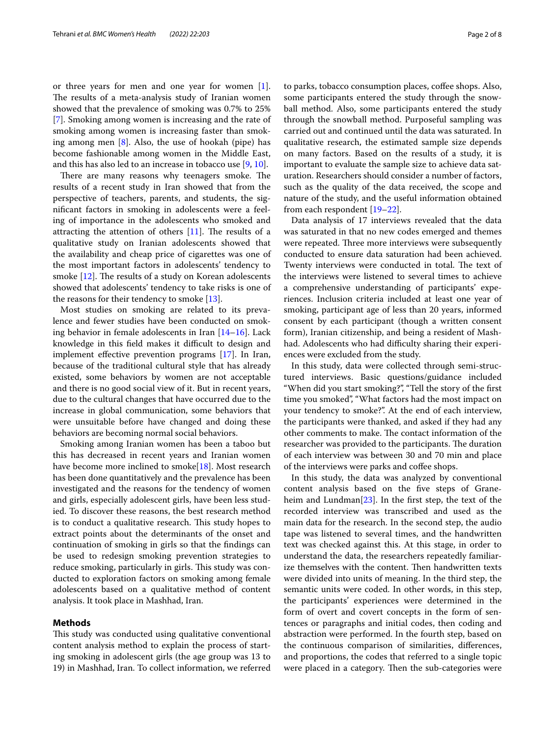or three years for men and one year for women [1]. The results of a meta-analysis study of Iranian women showed that the prevalence of smoking was 0.7% to 25% [7]. Smoking among women is increasing and the rate of smoking among women is increasing faster than smoking among men [8]. Also, the use of hookah (pipe) has become fashionable among women in the Middle East, and this has also led to an increase in tobacco use [9, 10].

There are many reasons why teenagers smoke. The results of a recent study in Iran showed that from the perspective of teachers, parents, and students, the significant factors in smoking in adolescents were a feeling of importance in the adolescents who smoked and attracting the attention of others [11]. The results of a qualitative study on Iranian adolescents showed that the availability and cheap price of cigarettes was one of the most important factors in adolescents' tendency to smoke [12]. The results of a study on Korean adolescents showed that adolescents' tendency to take risks is one of the reasons for their tendency to smoke [13].

Most studies on smoking are related to its prevalence and fewer studies have been conducted on smoking behavior in female adolescents in Iran [14–16]. Lack knowledge in this field makes it difficult to design and implement effective prevention programs [17]. In Iran, because of the traditional cultural style that has already existed, some behaviors by women are not acceptable and there is no good social view of it. But in recent years, due to the cultural changes that have occurred due to the increase in global communication, some behaviors that were unsuitable before have changed and doing these behaviors are becoming normal social behaviors.

Smoking among Iranian women has been a taboo but this has decreased in recent years and Iranian women have become more inclined to smoke[18]. Most research has been done quantitatively and the prevalence has been investigated and the reasons for the tendency of women and girls, especially adolescent girls, have been less studied. To discover these reasons, the best research method is to conduct a qualitative research. This study hopes to extract points about the determinants of the onset and continuation of smoking in girls so that the findings can be used to redesign smoking prevention strategies to reduce smoking, particularly in girls. This study was conducted to exploration factors on smoking among female adolescents based on a qualitative method of content analysis. It took place in Mashhad, Iran.

## Methods

This study was conducted using qualitative conventional content analysis method to explain the process of starting smoking in adolescent girls (the age group was 13 to 19) in Mashhad, Iran. To collect information, we referred to parks, tobacco consumption places, coffee shops. Also, some participants entered the study through the snowball method. Also, some participants entered the study through the snowball method. Purposeful sampling was carried out and continued until the data was saturated. In qualitative research, the estimated sample size depends on many factors. Based on the results of a study, it is important to evaluate the sample size to achieve data saturation. Researchers should consider a number of factors, such as the quality of the data received, the scope and nature of the study, and the useful information obtained from each respondent [19–22].

Data analysis of 17 interviews revealed that the data was saturated in that no new codes emerged and themes were repeated. Three more interviews were subsequently conducted to ensure data saturation had been achieved. Twenty interviews were conducted in total. The text of the interviews were listened to several times to achieve a comprehensive understanding of participants' experiences. Inclusion criteria included at least one year of smoking, participant age of less than 20 years, informed consent by each participant (though a written consent form), Iranian citizenship, and being a resident of Mashhad. Adolescents who had difficulty sharing their experiences were excluded from the study.

In this study, data were collected through semi-structured interviews. Basic questions/guidance included "When did you start smoking?", "Tell the story of the first time you smoked", "What factors had the most impact on your tendency to smoke?". At the end of each interview, the participants were thanked, and asked if they had any other comments to make. The contact information of the researcher was provided to the participants. The duration of each interview was between 30 and 70 min and place of the interviews were parks and coffee shops.

In this study, the data was analyzed by conventional content analysis based on the five steps of Graneheim and Lundman[23]. In the first step, the text of the recorded interview was transcribed and used as the main data for the research. In the second step, the audio tape was listened to several times, and the handwritten text was checked against this. At this stage, in order to understand the data, the researchers repeatedly familiarize themselves with the content. Then handwritten texts were divided into units of meaning. In the third step, the semantic units were coded. In other words, in this step, the participants' experiences were determined in the form of overt and covert concepts in the form of sentences or paragraphs and initial codes, then coding and abstraction were performed. In the fourth step, based on the continuous comparison of similarities, differences, and proportions, the codes that referred to a single topic were placed in a category. Then the sub-categories were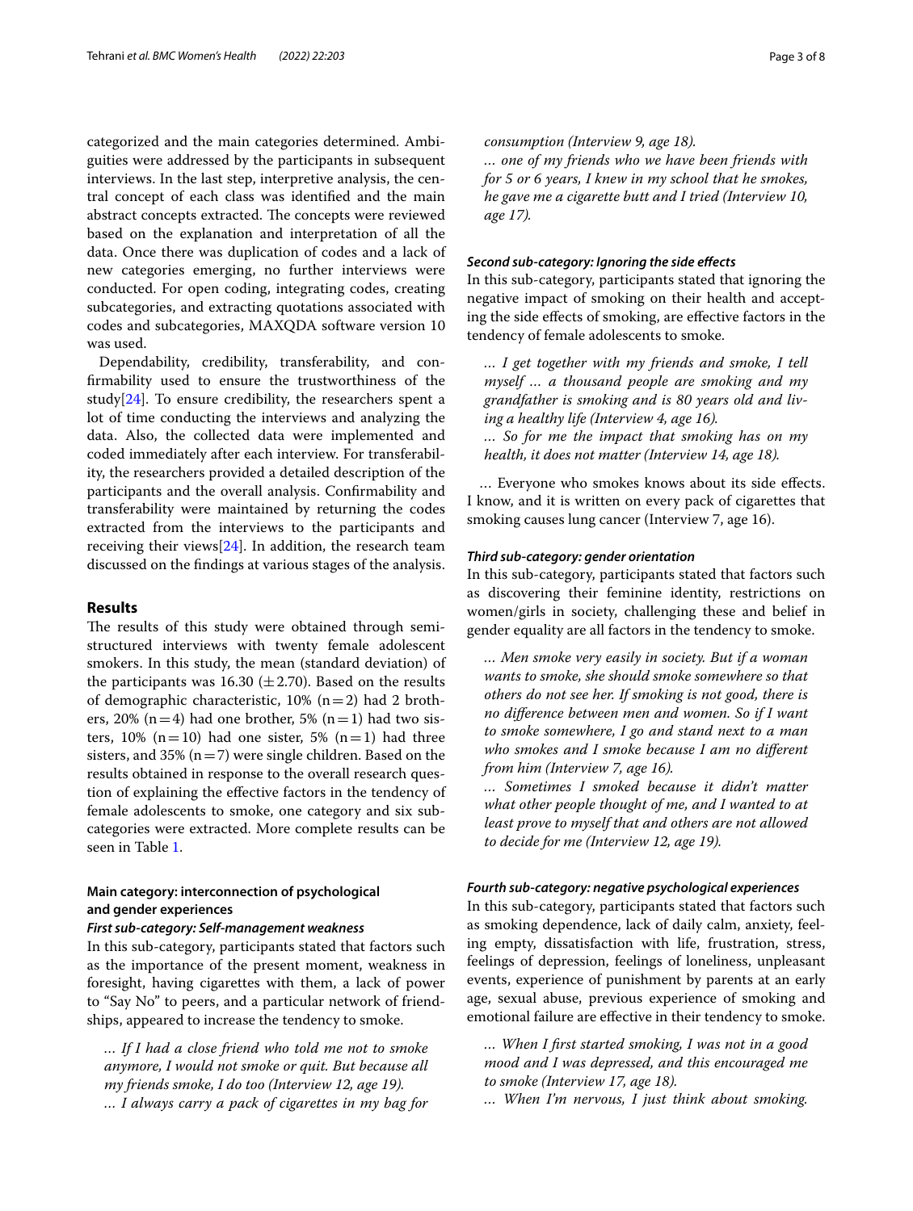categorized and the main categories determined. Ambiguities were addressed by the participants in subsequent interviews. In the last step, interpretive analysis, the central concept of each class was identified and the main abstract concepts extracted. The concepts were reviewed based on the explanation and interpretation of all the data. Once there was duplication of codes and a lack of new categories emerging, no further interviews were conducted. For open coding, integrating codes, creating subcategories, and extracting quotations associated with codes and subcategories, MAXQDA software version 10 was used.

Dependability, credibility, transferability, and confirmability used to ensure the trustworthiness of the study[24]. To ensure credibility, the researchers spent a lot of time conducting the interviews and analyzing the data. Also, the collected data were implemented and coded immediately after each interview. For transferability, the researchers provided a detailed description of the participants and the overall analysis. Confirmability and transferability were maintained by returning the codes extracted from the interviews to the participants and receiving their views[24]. In addition, the research team discussed on the findings at various stages of the analysis.

## Results

The results of this study were obtained through semi-structured interviews with twenty female adolescent smokers. In this study, the mean (standard deviation) of the participants was 16.30 ($\pm$2.70). Based on the results of demographic characteristic, 10% (n=2) had 2 brothers, 20% (n=4) had one brother, 5% (n=1) had two sisters, 10% (n=10) had one sister, 5% (n=1) had three sisters, and 35% (n=7) were single children. Based on the results obtained in response to the overall research question of explaining the effective factors in the tendency of female adolescents to smoke, one category and six subcategories were extracted. More complete results can be seen in Table 1.

### Main category: interconnection of psychological and gender experiences

#### *First sub-category: Self-management weakness*

In this sub-category, participants stated that factors such as the importance of the present moment, weakness in foresight, having cigarettes with them, a lack of power to "Say No" to peers, and a particular network of friendships, appeared to increase the tendency to smoke.

> *… If I had a close friend who told me not to smoke anymore, I would not smoke or quit. But because all my friends smoke, I do too (Interview 12, age 19).*
> *… I always carry a pack of cigarettes in my bag for consumption (Interview 9, age 18).*
> *… one of my friends who we have been friends with for 5 or 6 years, I knew in my school that he smokes, he gave me a cigarette butt and I tried (Interview 10, age 17).*

#### *Second sub-category: Ignoring the side effects*

In this sub-category, participants stated that ignoring the negative impact of smoking on their health and accepting the side effects of smoking, are effective factors in the tendency of female adolescents to smoke.

> *… I get together with my friends and smoke, I tell myself … a thousand people are smoking and my grandfather is smoking and is 80 years old and living a healthy life (Interview 4, age 16).*
> *… So for me the impact that smoking has on my health, it does not matter (Interview 14, age 18).*

… Everyone who smokes knows about its side effects. I know, and it is written on every pack of cigarettes that smoking causes lung cancer (Interview 7, age 16).

#### *Third sub-category: gender orientation*

In this sub-category, participants stated that factors such as discovering their feminine identity, restrictions on women/girls in society, challenging these and belief in gender equality are all factors in the tendency to smoke.

> *… Men smoke very easily in society. But if a woman wants to smoke, she should smoke somewhere so that others do not see her. If smoking is not good, there is no difference between men and women. So if I want to smoke somewhere, I go and stand next to a man who smokes and I smoke because I am no different from him (Interview 7, age 16).*
> *… Sometimes I smoked because it didn't matter what other people thought of me, and I wanted to at least prove to myself that and others are not allowed to decide for me (Interview 12, age 19).*

#### *Fourth sub-category: negative psychological experiences*

In this sub-category, participants stated that factors such as smoking dependence, lack of daily calm, anxiety, feeling empty, dissatisfaction with life, frustration, stress, feelings of depression, feelings of loneliness, unpleasant events, experience of punishment by parents at an early age, sexual abuse, previous experience of smoking and emotional failure are effective in their tendency to smoke.

> *… When I first started smoking, I was not in a good mood and I was depressed, and this encouraged me to smoke (Interview 17, age 18).*
> *… When I'm nervous, I just think about smoking.*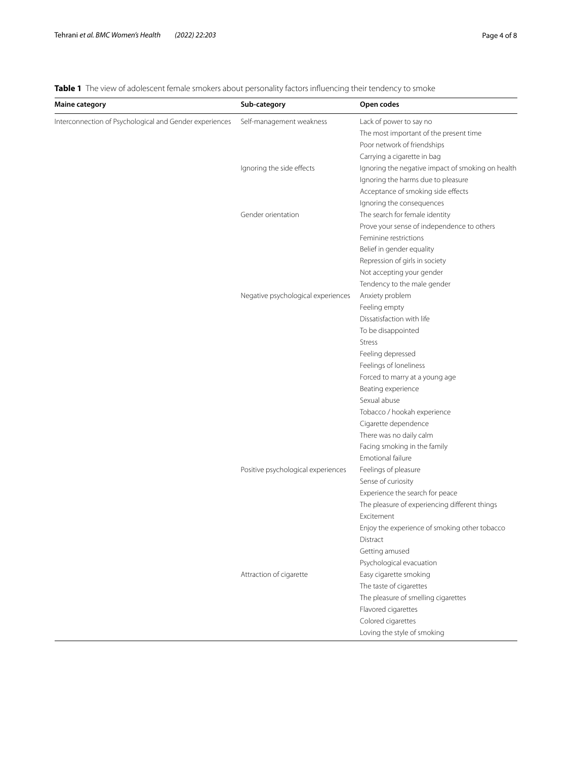**Table 1** The view of adolescent female smokers about personality factors influencing their tendency to smoke

| Maine category | Sub-category | Open codes |
|---|---|---|
| Interconnection of Psychological and Gender experiences | Self-management weakness | Lack of power to say no |
| | | The most important of the present time |
| | | Poor network of friendships |
| | | Carrying a cigarette in bag |
| | Ignoring the side effects | Ignoring the negative impact of smoking on health |
| | | Ignoring the harms due to pleasure |
| | | Acceptance of smoking side effects |
| | | Ignoring the consequences |
| | Gender orientation | The search for female identity |
| | | Prove your sense of independence to others |
| | | Feminine restrictions |
| | | Belief in gender equality |
| | | Repression of girls in society |
| | | Not accepting your gender |
| | | Tendency to the male gender |
| | Negative psychological experiences | Anxiety problem |
| | | Feeling empty |
| | | Dissatisfaction with life |
| | | To be disappointed |
| | | Stress |
| | | Feeling depressed |
| | | Feelings of loneliness |
| | | Forced to marry at a young age |
| | | Beating experience |
| | | Sexual abuse |
| | | Tobacco / hookah experience |
| | | Cigarette dependence |
| | | There was no daily calm |
| | | Facing smoking in the family |
| | | Emotional failure |
| | Positive psychological experiences | Feelings of pleasure |
| | | Sense of curiosity |
| | | Experience the search for peace |
| | | The pleasure of experiencing different things |
| | | Excitement |
| | | Enjoy the experience of smoking other tobacco |
| | | Distract |
| | | Getting amused |
| | | Psychological evacuation |
| | Attraction of cigarette | Easy cigarette smoking |
| | | The taste of cigarettes |
| | | The pleasure of smelling cigarettes |
| | | Flavored cigarettes |
| | | Colored cigarettes |
| | | Loving the style of smoking |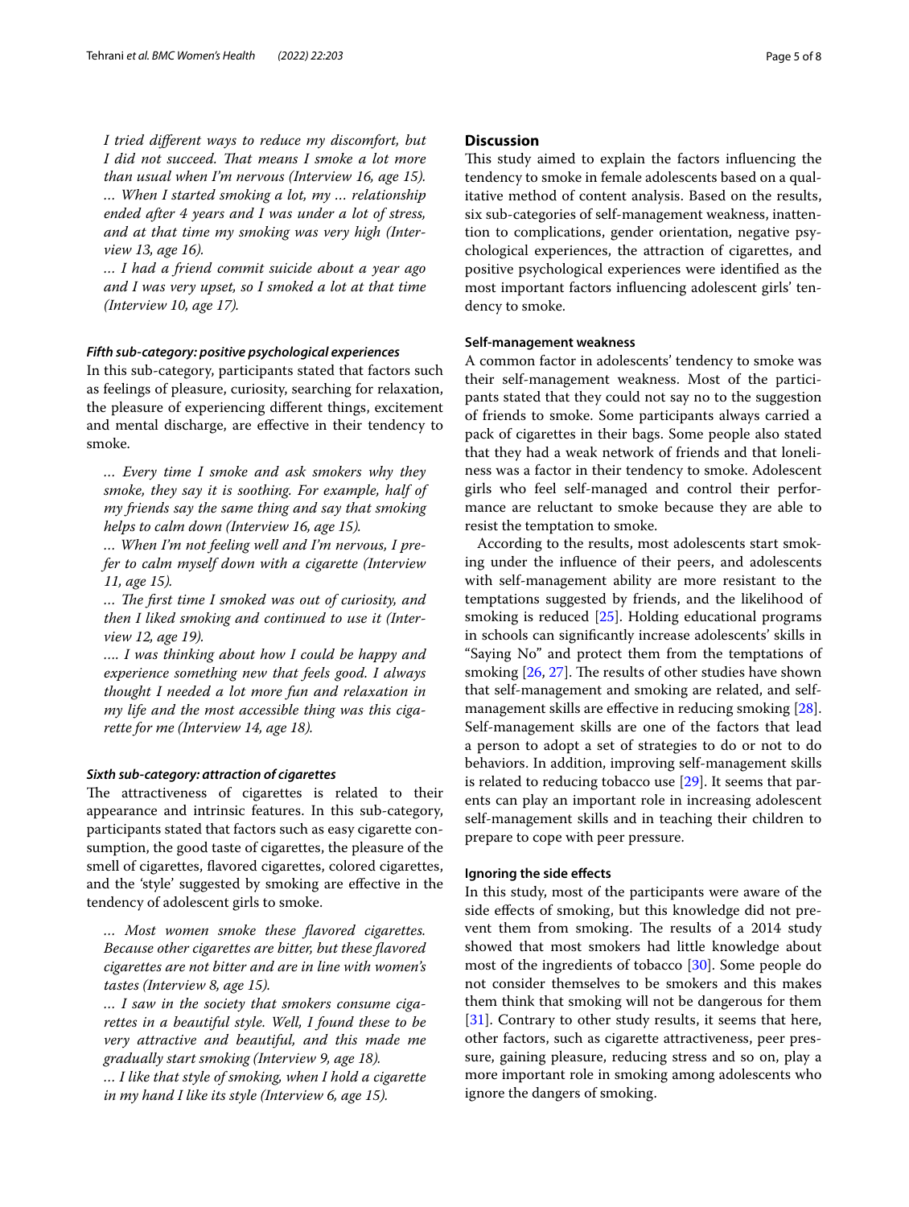*I tried different ways to reduce my discomfort, but I did not succeed. That means I smoke a lot more than usual when I'm nervous (Interview 16, age 15).*

*… When I started smoking a lot, my … relationship ended after 4 years and I was under a lot of stress, and at that time my smoking was very high (Interview 13, age 16).*

*… I had a friend commit suicide about a year ago and I was very upset, so I smoked a lot at that time (Interview 10, age 17).*

#### *Fifth sub-category: positive psychological experiences*

In this sub-category, participants stated that factors such as feelings of pleasure, curiosity, searching for relaxation, the pleasure of experiencing different things, excitement and mental discharge, are effective in their tendency to smoke.

*… Every time I smoke and ask smokers why they smoke, they say it is soothing. For example, half of my friends say the same thing and say that smoking helps to calm down (Interview 16, age 15).*

*… When I'm not feeling well and I'm nervous, I prefer to calm myself down with a cigarette (Interview 11, age 15).*

*… The first time I smoked was out of curiosity, and then I liked smoking and continued to use it (Interview 12, age 19).*

*…. I was thinking about how I could be happy and experience something new that feels good. I always thought I needed a lot more fun and relaxation in my life and the most accessible thing was this cigarette for me (Interview 14, age 18).*

#### *Sixth sub-category: attraction of cigarettes*

The attractiveness of cigarettes is related to their appearance and intrinsic features. In this sub-category, participants stated that factors such as easy cigarette consumption, the good taste of cigarettes, the pleasure of the smell of cigarettes, flavored cigarettes, colored cigarettes, and the 'style' suggested by smoking are effective in the tendency of adolescent girls to smoke.

*… Most women smoke these flavored cigarettes. Because other cigarettes are bitter, but these flavored cigarettes are not bitter and are in line with women's tastes (Interview 8, age 15).*

*… I saw in the society that smokers consume cigarettes in a beautiful style. Well, I found these to be very attractive and beautiful, and this made me gradually start smoking (Interview 9, age 18).*

*… I like that style of smoking, when I hold a cigarette in my hand I like its style (Interview 6, age 15).*

## Discussion

This study aimed to explain the factors influencing the tendency to smoke in female adolescents based on a qualitative method of content analysis. Based on the results, six sub-categories of self-management weakness, inattention to complications, gender orientation, negative psychological experiences, the attraction of cigarettes, and positive psychological experiences were identified as the most important factors influencing adolescent girls' tendency to smoke.

#### Self-management weakness

A common factor in adolescents' tendency to smoke was their self-management weakness. Most of the participants stated that they could not say no to the suggestion of friends to smoke. Some participants always carried a pack of cigarettes in their bags. Some people also stated that they had a weak network of friends and that loneliness was a factor in their tendency to smoke. Adolescent girls who feel self-managed and control their performance are reluctant to smoke because they are able to resist the temptation to smoke.

According to the results, most adolescents start smoking under the influence of their peers, and adolescents with self-management ability are more resistant to the temptations suggested by friends, and the likelihood of smoking is reduced [25]. Holding educational programs in schools can significantly increase adolescents' skills in "Saying No" and protect them from the temptations of smoking [26, 27]. The results of other studies have shown that self-management and smoking are related, and self-management skills are effective in reducing smoking [28]. Self-management skills are one of the factors that lead a person to adopt a set of strategies to do or not to do behaviors. In addition, improving self-management skills is related to reducing tobacco use [29]. It seems that parents can play an important role in increasing adolescent self-management skills and in teaching their children to prepare to cope with peer pressure.

#### Ignoring the side effects

In this study, most of the participants were aware of the side effects of smoking, but this knowledge did not prevent them from smoking. The results of a 2014 study showed that most smokers had little knowledge about most of the ingredients of tobacco [30]. Some people do not consider themselves to be smokers and this makes them think that smoking will not be dangerous for them [31]. Contrary to other study results, it seems that here, other factors, such as cigarette attractiveness, peer pressure, gaining pleasure, reducing stress and so on, play a more important role in smoking among adolescents who ignore the dangers of smoking.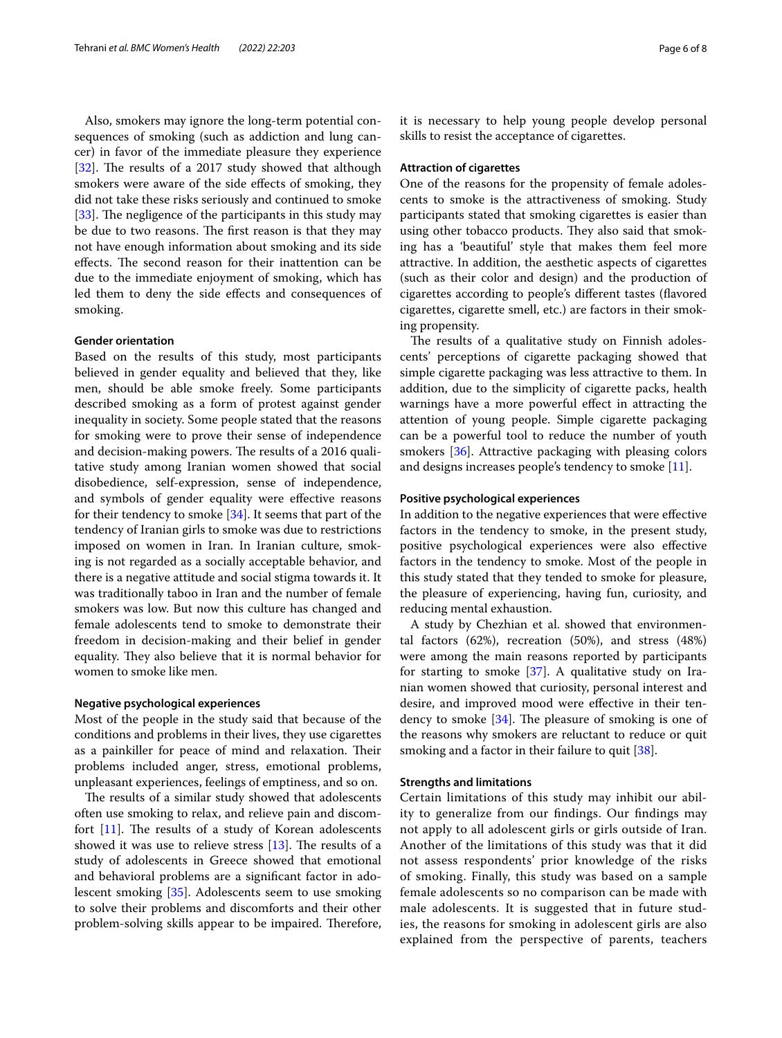Also, smokers may ignore the long-term potential consequences of smoking (such as addiction and lung cancer) in favor of the immediate pleasure they experience [32]. The results of a 2017 study showed that although smokers were aware of the side effects of smoking, they did not take these risks seriously and continued to smoke [33]. The negligence of the participants in this study may be due to two reasons. The first reason is that they may not have enough information about smoking and its side effects. The second reason for their inattention can be due to the immediate enjoyment of smoking, which has led them to deny the side effects and consequences of smoking.

#### Gender orientation

Based on the results of this study, most participants believed in gender equality and believed that they, like men, should be able smoke freely. Some participants described smoking as a form of protest against gender inequality in society. Some people stated that the reasons for smoking were to prove their sense of independence and decision-making powers. The results of a 2016 qualitative study among Iranian women showed that social disobedience, self-expression, sense of independence, and symbols of gender equality were effective reasons for their tendency to smoke [34]. It seems that part of the tendency of Iranian girls to smoke was due to restrictions imposed on women in Iran. In Iranian culture, smoking is not regarded as a socially acceptable behavior, and there is a negative attitude and social stigma towards it. It was traditionally taboo in Iran and the number of female smokers was low. But now this culture has changed and female adolescents tend to smoke to demonstrate their freedom in decision-making and their belief in gender equality. They also believe that it is normal behavior for women to smoke like men.

#### Negative psychological experiences

Most of the people in the study said that because of the conditions and problems in their lives, they use cigarettes as a painkiller for peace of mind and relaxation. Their problems included anger, stress, emotional problems, unpleasant experiences, feelings of emptiness, and so on.

The results of a similar study showed that adolescents often use smoking to relax, and relieve pain and discomfort [11]. The results of a study of Korean adolescents showed it was use to relieve stress [13]. The results of a study of adolescents in Greece showed that emotional and behavioral problems are a significant factor in adolescent smoking [35]. Adolescents seem to use smoking to solve their problems and discomforts and their other problem-solving skills appear to be impaired. Therefore, it is necessary to help young people develop personal skills to resist the acceptance of cigarettes.

#### Attraction of cigarettes

One of the reasons for the propensity of female adolescents to smoke is the attractiveness of smoking. Study participants stated that smoking cigarettes is easier than using other tobacco products. They also said that smoking has a 'beautiful' style that makes them feel more attractive. In addition, the aesthetic aspects of cigarettes (such as their color and design) and the production of cigarettes according to people's different tastes (flavored cigarettes, cigarette smell, etc.) are factors in their smoking propensity.

The results of a qualitative study on Finnish adolescents' perceptions of cigarette packaging showed that simple cigarette packaging was less attractive to them. In addition, due to the simplicity of cigarette packs, health warnings have a more powerful effect in attracting the attention of young people. Simple cigarette packaging can be a powerful tool to reduce the number of youth smokers [36]. Attractive packaging with pleasing colors and designs increases people's tendency to smoke [11].

#### Positive psychological experiences

In addition to the negative experiences that were effective factors in the tendency to smoke, in the present study, positive psychological experiences were also effective factors in the tendency to smoke. Most of the people in this study stated that they tended to smoke for pleasure, the pleasure of experiencing, having fun, curiosity, and reducing mental exhaustion.

A study by Chezhian et al. showed that environmental factors (62%), recreation (50%), and stress (48%) were among the main reasons reported by participants for starting to smoke [37]. A qualitative study on Iranian women showed that curiosity, personal interest and desire, and improved mood were effective in their tendency to smoke [34]. The pleasure of smoking is one of the reasons why smokers are reluctant to reduce or quit smoking and a factor in their failure to quit [38].

#### Strengths and limitations

Certain limitations of this study may inhibit our ability to generalize from our findings. Our findings may not apply to all adolescent girls or girls outside of Iran. Another of the limitations of this study was that it did not assess respondents' prior knowledge of the risks of smoking. Finally, this study was based on a sample female adolescents so no comparison can be made with male adolescents. It is suggested that in future studies, the reasons for smoking in adolescent girls are also explained from the perspective of parents, teachers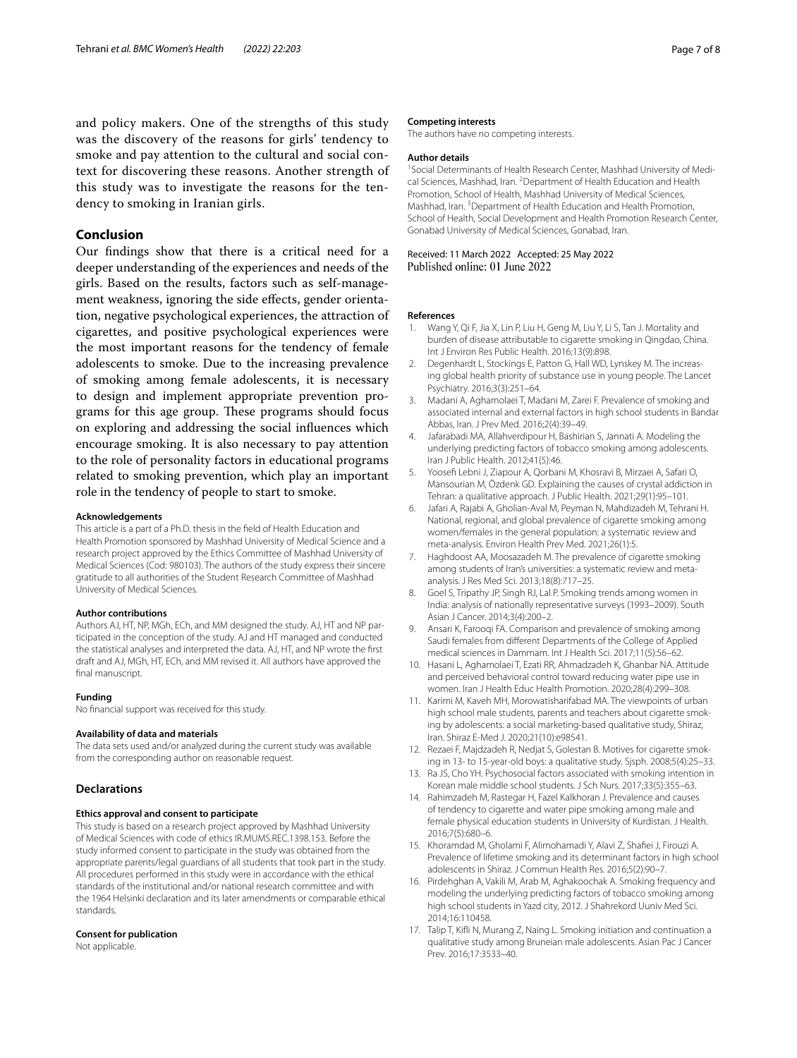and policy makers. One of the strengths of this study was the discovery of the reasons for girls' tendency to smoke and pay attention to the cultural and social context for discovering these reasons. Another strength of this study was to investigate the reasons for the tendency to smoking in Iranian girls.

## Conclusion

Our findings show that there is a critical need for a deeper understanding of the experiences and needs of the girls. Based on the results, factors such as self-management weakness, ignoring the side effects, gender orientation, negative psychological experiences, the attraction of cigarettes, and positive psychological experiences were the most important reasons for the tendency of female adolescents to smoke. Due to the increasing prevalence of smoking among female adolescents, it is necessary to design and implement appropriate prevention programs for this age group. These programs should focus on exploring and addressing the social influences which encourage smoking. It is also necessary to pay attention to the role of personality factors in educational programs related to smoking prevention, which play an important role in the tendency of people to start to smoke.

#### Acknowledgements

This article is a part of a Ph.D. thesis in the field of Health Education and Health Promotion sponsored by Mashhad University of Medical Science and a research project approved by the Ethics Committee of Mashhad University of Medical Sciences (Cod: 980103). The authors of the study express their sincere gratitude to all authorities of the Student Research Committee of Mashhad University of Medical Sciences.

#### Author contributions

Authors AJ, HT, NP, MGh, ECh, and MM designed the study. AJ, HT and NP participated in the conception of the study. AJ and HT managed and conducted the statistical analyses and interpreted the data. AJ, HT, and NP wrote the first draft and AJ, MGh, HT, ECh, and MM revised it. All authors have approved the final manuscript.

#### Funding

No financial support was received for this study.

#### Availability of data and materials

The data sets used and/or analyzed during the current study was available from the corresponding author on reasonable request.

## Declarations

#### Ethics approval and consent to participate

This study is based on a research project approved by Mashhad University of Medical Sciences with code of ethics IR.MUMS.REC.1398.153. Before the study informed consent to participate in the study was obtained from the appropriate parents/legal guardians of all students that took part in the study. All procedures performed in this study were in accordance with the ethical standards of the institutional and/or national research committee and with the 1964 Helsinki declaration and its later amendments or comparable ethical standards.

#### Consent for publication

Not applicable.

#### Competing interests

The authors have no competing interests.

#### Author details

[1] Social Determinants of Health Research Center, Mashhad University of Medical Sciences, Mashhad, Iran. [2] Department of Health Education and Health Promotion, School of Health, Mashhad University of Medical Sciences, Mashhad, Iran. [3] Department of Health Education and Health Promotion, School of Health, Social Development and Health Promotion Research Center, Gonabad University of Medical Sciences, Gonabad, Iran.

Received: 11 March 2022 Accepted: 25 May 2022
Published online: 01 June 2022

#### References

1. Wang Y, Qi F, Jia X, Lin P, Liu H, Geng M, Liu Y, Li S, Tan J. Mortality and burden of disease attributable to cigarette smoking in Qingdao, China. Int J Environ Res Public Health. 2016;13(9):898.
2. Degenhardt L, Stockings E, Patton G, Hall WD, Lynskey M. The increasing global health priority of substance use in young people. The Lancet Psychiatry. 2016;3(3):251–64.
3. Madani A, Aghamolaei T, Madani M, Zarei F. Prevalence of smoking and associated internal and external factors in high school students in Bandar Abbas, Iran. J Prev Med. 2016;2(4):39–49.
4. Jafarabadi MA, Allahverdipour H, Bashirian S, Jannati A. Modeling the underlying predicting factors of tobacco smoking among adolescents. Iran J Public Health. 2012;41(5):46.
5. Yoosefi Lebni J, Ziapour A, Qorbani M, Khosravi B, Mirzaei A, Safari O, Mansourian M, Özdenk GD. Explaining the causes of crystal addiction in Tehran: a qualitative approach. J Public Health. 2021;29(1):95–101.
6. Jafari A, Rajabi A, Gholian-Aval M, Peyman N, Mahdizadeh M, Tehrani H. National, regional, and global prevalence of cigarette smoking among women/females in the general population: a systematic review and meta-analysis. Environ Health Prev Med. 2021;26(1):5.
7. Haghdoost AA, Moosazadeh M. The prevalence of cigarette smoking among students of Iran's universities: a systematic review and meta-analysis. J Res Med Sci. 2013;18(8):717–25.
8. Goel S, Tripathy JP, Singh RJ, Lal P. Smoking trends among women in India: analysis of nationally representative surveys (1993–2009). South Asian J Cancer. 2014;3(4):200–2.
9. Ansari K, Farooqi FA. Comparison and prevalence of smoking among Saudi females from different Departments of the College of Applied medical sciences in Dammam. Int J Health Sci. 2017;11(5):56–62.
10. Hasani L, Aghamolaei T, Ezati RR, Ahmadzadeh K, Ghanbar NA. Attitude and perceived behavioral control toward reducing water pipe use in women. Iran J Health Educ Health Promotion. 2020;28(4):299–308.
11. Karimi M, Kaveh MH, Morowatisharifabad MA. The viewpoints of urban high school male students, parents and teachers about cigarette smoking by adolescents: a social marketing-based qualitative study, Shiraz, Iran. Shiraz E-Med J. 2020;21(10):e98541.
12. Rezaei F, Majdzadeh R, Nedjat S, Golestan B. Motives for cigarette smoking in 13- to 15-year-old boys: a qualitative study. Sjsph. 2008;5(4):25–33.
13. Ra JS, Cho YH. Psychosocial factors associated with smoking intention in Korean male middle school students. J Sch Nurs. 2017;33(5):355–63.
14. Rahimzadeh M, Rastegar H, Fazel Kalkhoran J. Prevalence and causes of tendency to cigarette and water pipe smoking among male and female physical education students in University of Kurdistan. J Health. 2016;7(5):680–6.
15. Khoramdad M, Gholami F, Alimohamadi Y, Alavi Z, Shafiei J, Firouzi A. Prevalence of lifetime smoking and its determinant factors in high school adolescents in Shiraz. J Commun Health Res. 2016;5(2):90–7.
16. Pirdehghan A, Vakili M, Arab M, Aghakoochak A. Smoking frequency and modeling the underlying predicting factors of tobacco smoking among high school students in Yazd city, 2012. J Shahrekord Uuniv Med Sci. 2014;16:110458.
17. Talip T, Kifli N, Murang Z, Naing L. Smoking initiation and continuation a qualitative study among Bruneian male adolescents. Asian Pac J Cancer Prev. 2016;17:3533–40.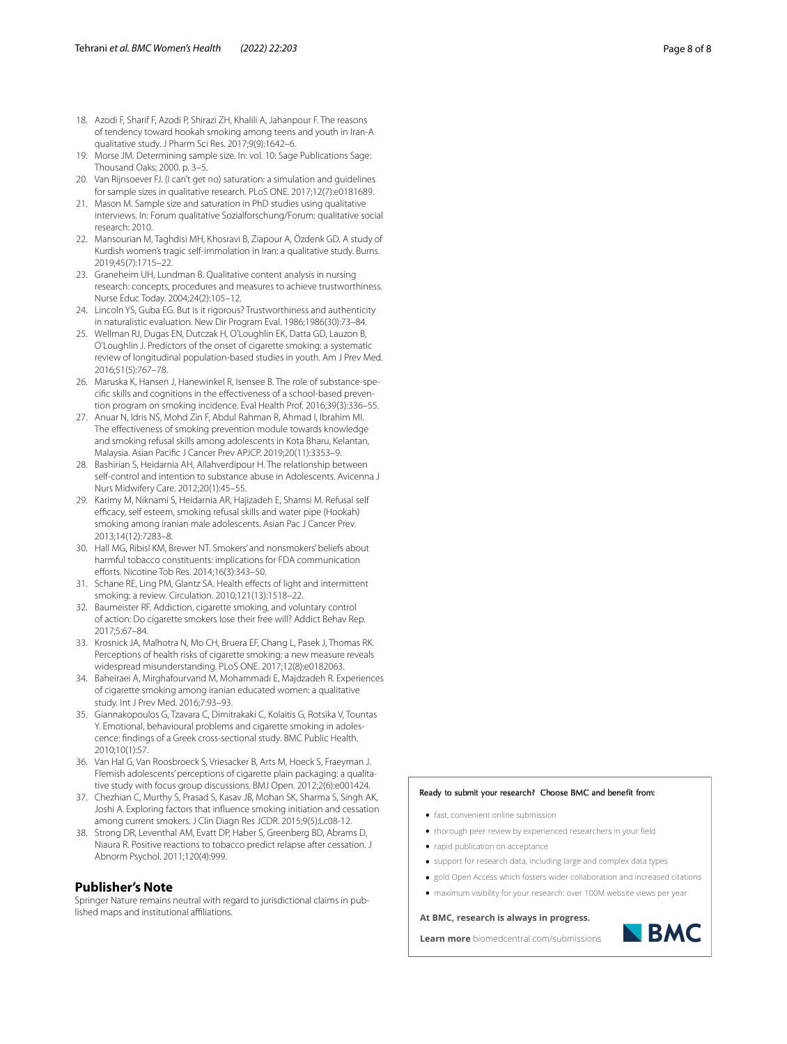18. Azodi F, Sharif F, Azodi P, Shirazi ZH, Khalili A, Jahanpour F. The reasons of tendency toward hookah smoking among teens and youth in Iran-A qualitative study. J Pharm Sci Res. 2017;9(9):1642–6.
19. Morse JM. Determining sample size. In: vol. 10: Sage Publications Sage: Thousand Oaks; 2000. p. 3–5.
20. Van Rijnsoever FJ. (I can't get no) saturation: a simulation and guidelines for sample sizes in qualitative research. PLoS ONE. 2017;12(7):e0181689.
21. Mason M. Sample size and saturation in PhD studies using qualitative interviews. In: Forum qualitative Sozialforschung/Forum: qualitative social research: 2010.
22. Mansourian M, Taghdisi MH, Khosravi B, Ziapour A, Özdenk GD. A study of Kurdish women's tragic self-immolation in Iran: a qualitative study. Burns. 2019;45(7):1715–22.
23. Graneheim UH, Lundman B. Qualitative content analysis in nursing research: concepts, procedures and measures to achieve trustworthiness. Nurse Educ Today. 2004;24(2):105–12.
24. Lincoln YS, Guba EG. But is it rigorous? Trustworthiness and authenticity in naturalistic evaluation. New Dir Program Eval. 1986;1986(30):73–84.
25. Wellman RJ, Dugas EN, Dutczak H, O'Loughlin EK, Datta GD, Lauzon B, O'Loughlin J. Predictors of the onset of cigarette smoking: a systematic review of longitudinal population-based studies in youth. Am J Prev Med. 2016;51(5):767–78.
26. Maruska K, Hansen J, Hanewinkel R, Isensee B. The role of substance-specific skills and cognitions in the effectiveness of a school-based prevention program on smoking incidence. Eval Health Prof. 2016;39(3):336–55.
27. Anuar N, Idris NS, Mohd Zin F, Abdul Rahman R, Ahmad I, Ibrahim MI. The effectiveness of smoking prevention module towards knowledge and smoking refusal skills among adolescents in Kota Bharu, Kelantan, Malaysia. Asian Pacific J Cancer Prev APJCP. 2019;20(11):3353–9.
28. Bashirian S, Heidarnia AH, Allahverdipour H. The relationship between self-control and intention to substance abuse in Adolescents. Avicenna J Nurs Midwifery Care. 2012;20(1):45–55.
29. Karimy M, Niknami S, Heidarnia AR, Hajizadeh E, Shamsi M. Refusal self efficacy, self esteem, smoking refusal skills and water pipe (Hookah) smoking among iranian male adolescents. Asian Pac J Cancer Prev. 2013;14(12):7283–8.
30. Hall MG, Ribisl KM, Brewer NT. Smokers' and nonsmokers' beliefs about harmful tobacco constituents: implications for FDA communication efforts. Nicotine Tob Res. 2014;16(3):343–50.
31. Schane RE, Ling PM, Glantz SA. Health effects of light and intermittent smoking: a review. Circulation. 2010;121(13):1518–22.
32. Baumeister RF. Addiction, cigarette smoking, and voluntary control of action: Do cigarette smokers lose their free will? Addict Behav Rep. 2017;5:67–84.
33. Krosnick JA, Malhotra N, Mo CH, Bruera EF, Chang L, Pasek J, Thomas RK. Perceptions of health risks of cigarette smoking: a new measure reveals widespread misunderstanding. PLoS ONE. 2017;12(8):e0182063.
34. Baheiraei A, Mirghafourvand M, Mohammadi E, Majdzadeh R. Experiences of cigarette smoking among iranian educated women: a qualitative study. Int J Prev Med. 2016;7:93–93.
35. Giannakopoulos G, Tzavara C, Dimitrakaki C, Kolaitis G, Rotsika V, Tountas Y. Emotional, behavioural problems and cigarette smoking in adolescence: findings of a Greek cross-sectional study. BMC Public Health. 2010;10(1):57.
36. Van Hal G, Van Roosbroeck S, Vriesacker B, Arts M, Hoeck S, Fraeyman J. Flemish adolescents' perceptions of cigarette plain packaging: a qualitative study with focus group discussions. BMJ Open. 2012;2(6):e001424.
37. Chezhian C, Murthy S, Prasad S, Kasav JB, Mohan SK, Sharma S, Singh AK, Joshi A. Exploring factors that influence smoking initiation and cessation among current smokers. J Clin Diagn Res JCDR. 2015;9(5):Lc08-12.
38. Strong DR, Leventhal AM, Evatt DP, Haber S, Greenberg BD, Abrams D, Niaura R. Positive reactions to tobacco predict relapse after cessation. J Abnorm Psychol. 2011;120(4):999.

## Publisher's Note

Springer Nature remains neutral with regard to jurisdictional claims in published maps and institutional affiliations.

Ready to submit your research? Choose BMC and benefit from:

- fast, convenient online submission
- thorough peer review by experienced researchers in your field
- rapid publication on acceptance
- support for research data, including large and complex data types
- gold Open Access which fosters wider collaboration and increased citations
- maximum visibility for your research: over 100M website views per year

**At BMC, research is always in progress.**

**Learn more** biomedcentral.com/submissions